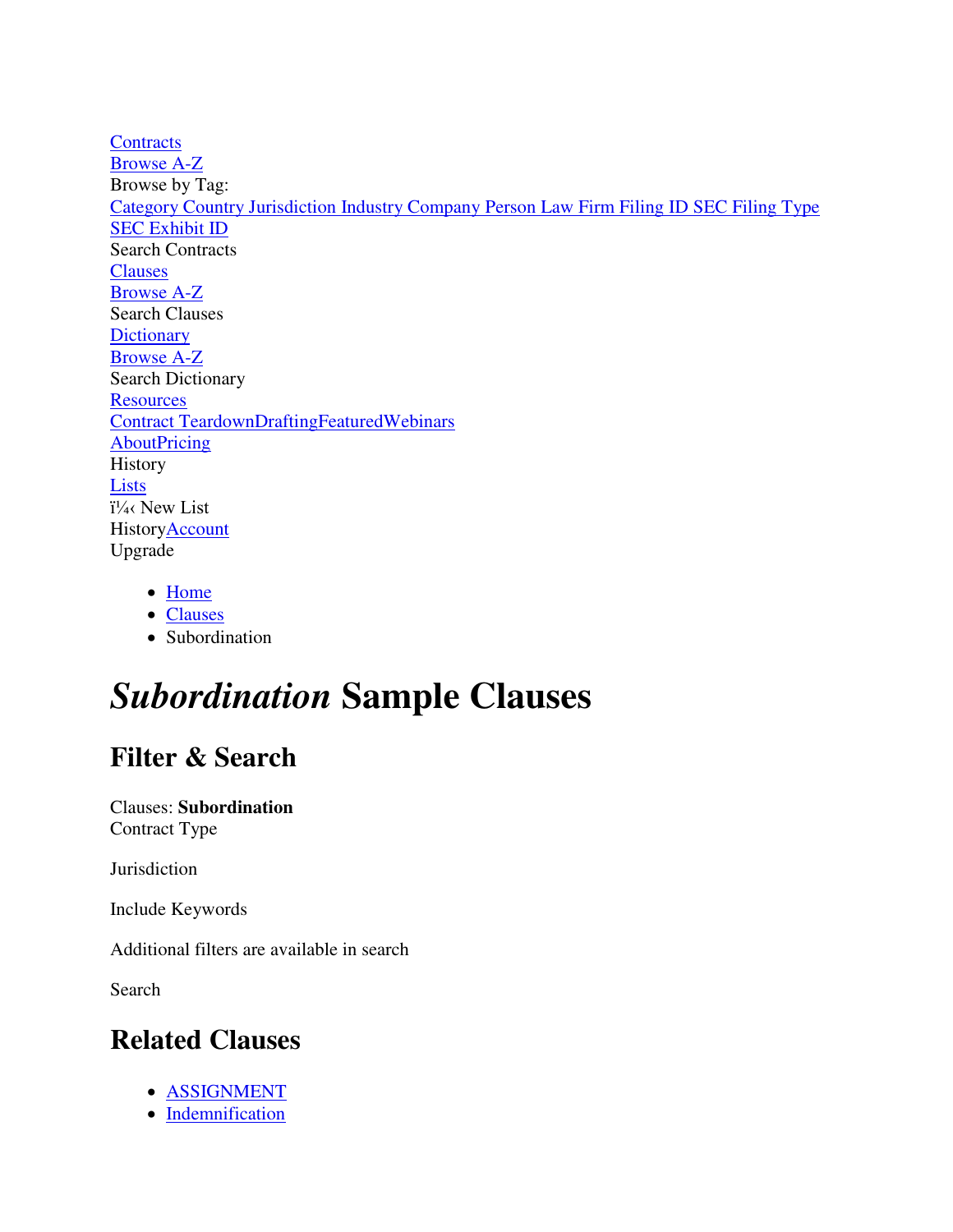Contracts
Browse A-Z
Browse by Tag:
Category Country Jurisdiction Industry Company Person Law Firm Filing ID SEC Filing Type
SEC Exhibit ID
Search Contracts
Clauses
Browse A-Z
Search Clauses
Dictionary
Browse A-Z
Search Dictionary
Resources
Contract TeardownDraftingFeaturedWebinars
AboutPricing
History
Lists
ï¼‹ New List
HistoryAccount
Upgrade

- Home
- Clauses
- Subordination

# *Subordination* Sample Clauses

## Filter & Search

Clauses: **Subordination**
Contract Type

Jurisdiction

Include Keywords

Additional filters are available in search

Search

## Related Clauses

- ASSIGNMENT
- Indemnification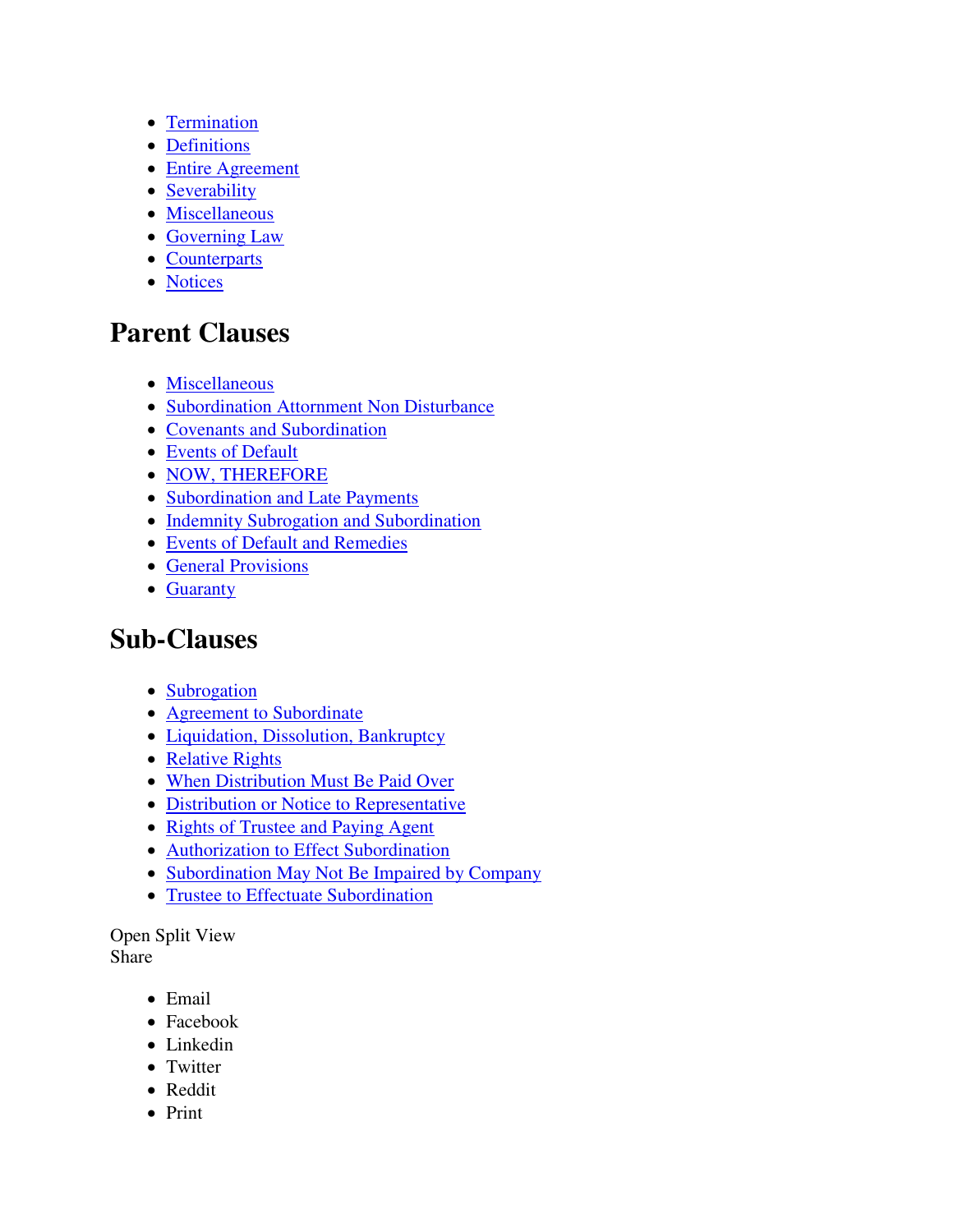- Termination
- Definitions
- Entire Agreement
- Severability
- Miscellaneous
- Governing Law
- Counterparts
- Notices

## Parent Clauses

- Miscellaneous
- Subordination Attornment Non Disturbance
- Covenants and Subordination
- Events of Default
- NOW, THEREFORE
- Subordination and Late Payments
- Indemnity Subrogation and Subordination
- Events of Default and Remedies
- General Provisions
- Guaranty

## Sub-Clauses

- Subrogation
- Agreement to Subordinate
- Liquidation, Dissolution, Bankruptcy
- Relative Rights
- When Distribution Must Be Paid Over
- Distribution or Notice to Representative
- Rights of Trustee and Paying Agent
- Authorization to Effect Subordination
- Subordination May Not Be Impaired by Company
- Trustee to Effectuate Subordination

Open Split View
Share

- Email
- Facebook
- Linkedin
- Twitter
- Reddit
- Print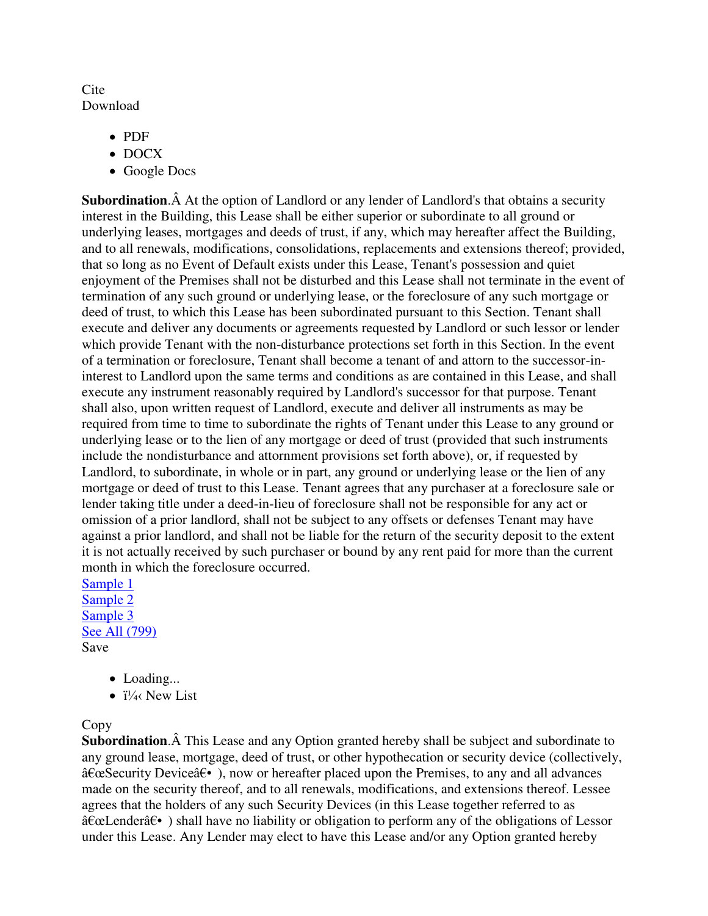Cite
Download

- PDF
- DOCX
- Google Docs

**Subordination**.Â At the option of Landlord or any lender of Landlord's that obtains a security interest in the Building, this Lease shall be either superior or subordinate to all ground or underlying leases, mortgages and deeds of trust, if any, which may hereafter affect the Building, and to all renewals, modifications, consolidations, replacements and extensions thereof; provided, that so long as no Event of Default exists under this Lease, Tenant's possession and quiet enjoyment of the Premises shall not be disturbed and this Lease shall not terminate in the event of termination of any such ground or underlying lease, or the foreclosure of any such mortgage or deed of trust, to which this Lease has been subordinated pursuant to this Section. Tenant shall execute and deliver any documents or agreements requested by Landlord or such lessor or lender which provide Tenant with the non-disturbance protections set forth in this Section. In the event of a termination or foreclosure, Tenant shall become a tenant of and attorn to the successor-in-interest to Landlord upon the same terms and conditions as are contained in this Lease, and shall execute any instrument reasonably required by Landlord's successor for that purpose. Tenant shall also, upon written request of Landlord, execute and deliver all instruments as may be required from time to time to subordinate the rights of Tenant under this Lease to any ground or underlying lease or to the lien of any mortgage or deed of trust (provided that such instruments include the nondisturbance and attornment provisions set forth above), or, if requested by Landlord, to subordinate, in whole or in part, any ground or underlying lease or the lien of any mortgage or deed of trust to this Lease. Tenant agrees that any purchaser at a foreclosure sale or lender taking title under a deed-in-lieu of foreclosure shall not be responsible for any act or omission of a prior landlord, shall not be subject to any offsets or defenses Tenant may have against a prior landlord, and shall not be liable for the return of the security deposit to the extent it is not actually received by such purchaser or bound by any rent paid for more than the current month in which the foreclosure occurred.
[Sample 1]
[Sample 2]
[Sample 3]
[See All (799)]
Save

- Loading...
- ï¼‹ New List

Copy
**Subordination**.Â This Lease and any Option granted hereby shall be subject and subordinate to any ground lease, mortgage, deed of trust, or other hypothecation or security device (collectively, â€œSecurity Deviceâ€• ), now or hereafter placed upon the Premises, to any and all advances made on the security thereof, and to all renewals, modifications, and extensions thereof. Lessee agrees that the holders of any such Security Devices (in this Lease together referred to as â€œLenderâ€• ) shall have no liability or obligation to perform any of the obligations of Lessor under this Lease. Any Lender may elect to have this Lease and/or any Option granted hereby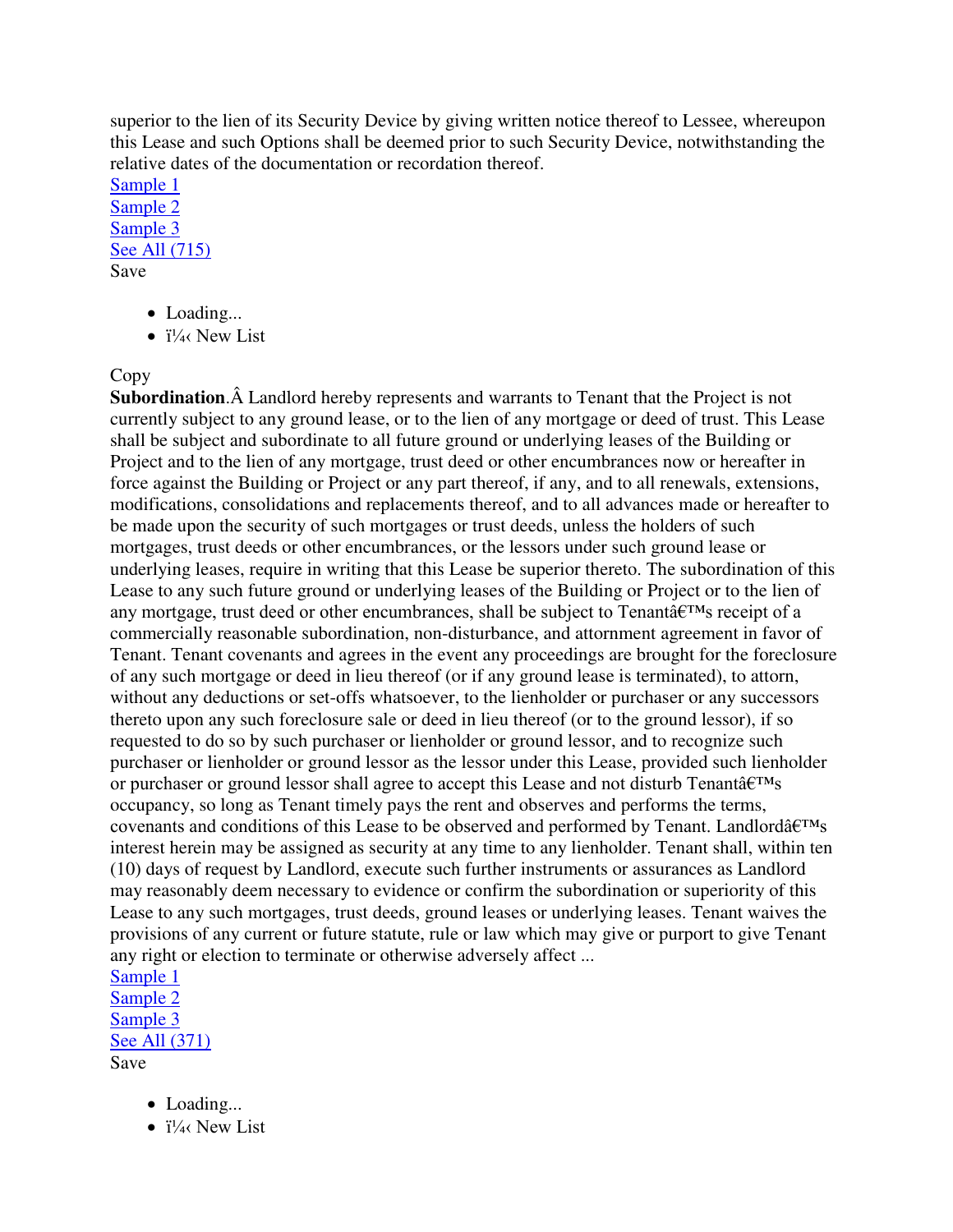superior to the lien of its Security Device by giving written notice thereof to Lessee, whereupon this Lease and such Options shall be deemed prior to such Security Device, notwithstanding the relative dates of the documentation or recordation thereof.

Sample 1
Sample 2
Sample 3
See All (715)
Save

- Loading...
- ï¼‹ New List

Copy

**Subordination**.Â Landlord hereby represents and warrants to Tenant that the Project is not currently subject to any ground lease, or to the lien of any mortgage or deed of trust. This Lease shall be subject and subordinate to all future ground or underlying leases of the Building or Project and to the lien of any mortgage, trust deed or other encumbrances now or hereafter in force against the Building or Project or any part thereof, if any, and to all renewals, extensions, modifications, consolidations and replacements thereof, and to all advances made or hereafter to be made upon the security of such mortgages or trust deeds, unless the holders of such mortgages, trust deeds or other encumbrances, or the lessors under such ground lease or underlying leases, require in writing that this Lease be superior thereto. The subordination of this Lease to any such future ground or underlying leases of the Building or Project or to the lien of any mortgage, trust deed or other encumbrances, shall be subject to Tenantâ€™s receipt of a commercially reasonable subordination, non-disturbance, and attornment agreement in favor of Tenant. Tenant covenants and agrees in the event any proceedings are brought for the foreclosure of any such mortgage or deed in lieu thereof (or if any ground lease is terminated), to attorn, without any deductions or set-offs whatsoever, to the lienholder or purchaser or any successors thereto upon any such foreclosure sale or deed in lieu thereof (or to the ground lessor), if so requested to do so by such purchaser or lienholder or ground lessor, and to recognize such purchaser or lienholder or ground lessor as the lessor under this Lease, provided such lienholder or purchaser or ground lessor shall agree to accept this Lease and not disturb Tenantâ€™s occupancy, so long as Tenant timely pays the rent and observes and performs the terms, covenants and conditions of this Lease to be observed and performed by Tenant. Landlordâ€™s interest herein may be assigned as security at any time to any lienholder. Tenant shall, within ten (10) days of request by Landlord, execute such further instruments or assurances as Landlord may reasonably deem necessary to evidence or confirm the subordination or superiority of this Lease to any such mortgages, trust deeds, ground leases or underlying leases. Tenant waives the provisions of any current or future statute, rule or law which may give or purport to give Tenant any right or election to terminate or otherwise adversely affect ...

Sample 1
Sample 2
Sample 3
See All (371)
Save

- Loading...
- ï¼‹ New List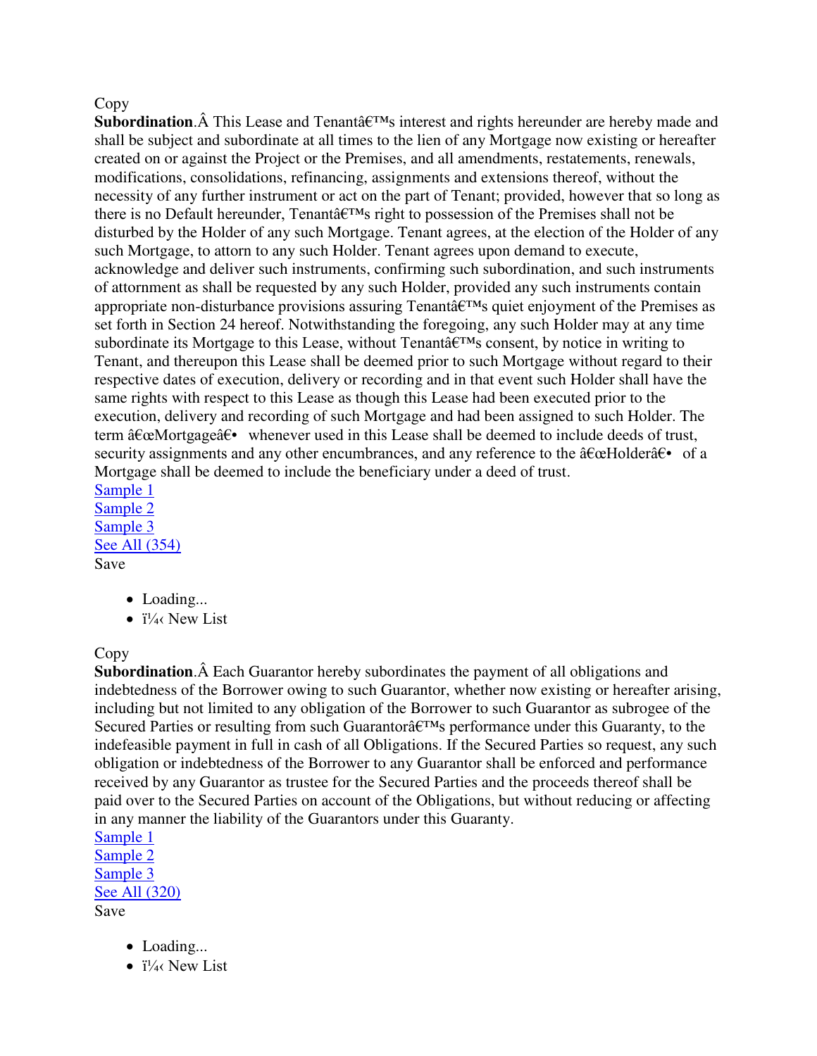Copy
**Subordination**.Â This Lease and Tenantâ€™s interest and rights hereunder are hereby made and shall be subject and subordinate at all times to the lien of any Mortgage now existing or hereafter created on or against the Project or the Premises, and all amendments, restatements, renewals, modifications, consolidations, refinancing, assignments and extensions thereof, without the necessity of any further instrument or act on the part of Tenant; provided, however that so long as there is no Default hereunder, Tenantâ€™s right to possession of the Premises shall not be disturbed by the Holder of any such Mortgage. Tenant agrees, at the election of the Holder of any such Mortgage, to attorn to any such Holder. Tenant agrees upon demand to execute, acknowledge and deliver such instruments, confirming such subordination, and such instruments of attornment as shall be requested by any such Holder, provided any such instruments contain appropriate non-disturbance provisions assuring Tenantâ€™s quiet enjoyment of the Premises as set forth in Section 24 hereof. Notwithstanding the foregoing, any such Holder may at any time subordinate its Mortgage to this Lease, without Tenantâ€™s consent, by notice in writing to Tenant, and thereupon this Lease shall be deemed prior to such Mortgage without regard to their respective dates of execution, delivery or recording and in that event such Holder shall have the same rights with respect to this Lease as though this Lease had been executed prior to the execution, delivery and recording of such Mortgage and had been assigned to such Holder. The term â€œMortgageâ€• whenever used in this Lease shall be deemed to include deeds of trust, security assignments and any other encumbrances, and any reference to the â€œHolderâ€• of a Mortgage shall be deemed to include the beneficiary under a deed of trust.
Sample 1
Sample 2
Sample 3
See All (354)
Save

- Loading...
- ï¼‹ New List

Copy
**Subordination**.Â Each Guarantor hereby subordinates the payment of all obligations and indebtedness of the Borrower owing to such Guarantor, whether now existing or hereafter arising, including but not limited to any obligation of the Borrower to such Guarantor as subrogee of the Secured Parties or resulting from such Guarantorâ€™s performance under this Guaranty, to the indefeasible payment in full in cash of all Obligations. If the Secured Parties so request, any such obligation or indebtedness of the Borrower to any Guarantor shall be enforced and performance received by any Guarantor as trustee for the Secured Parties and the proceeds thereof shall be paid over to the Secured Parties on account of the Obligations, but without reducing or affecting in any manner the liability of the Guarantors under this Guaranty.
Sample 1
Sample 2
Sample 3
See All (320)
Save

- Loading...
- ï¼‹ New List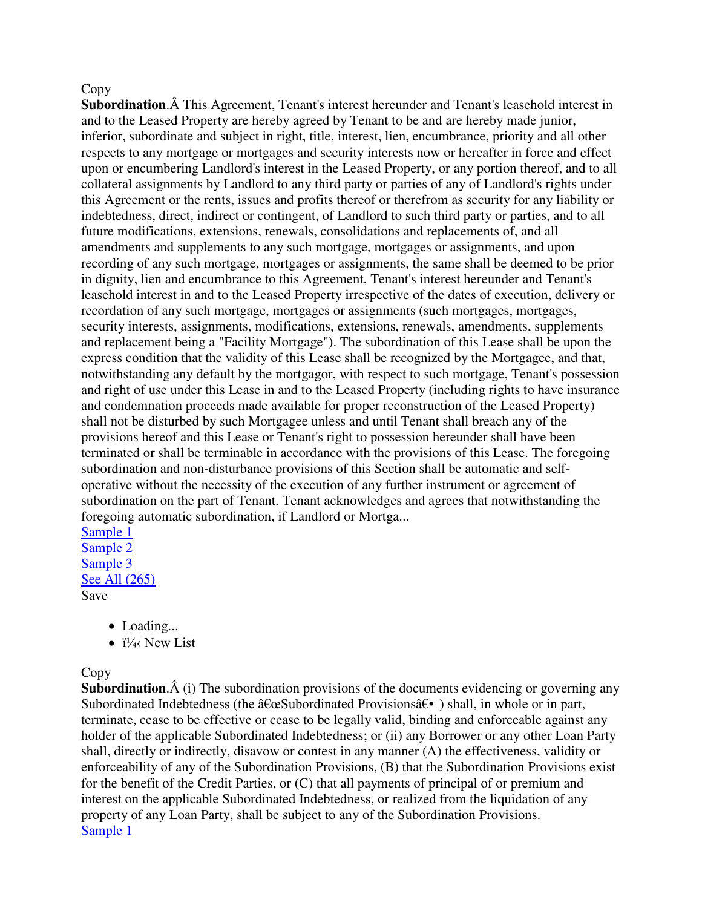Copy
**Subordination**.Â This Agreement, Tenant's interest hereunder and Tenant's leasehold interest in and to the Leased Property are hereby agreed by Tenant to be and are hereby made junior, inferior, subordinate and subject in right, title, interest, lien, encumbrance, priority and all other respects to any mortgage or mortgages and security interests now or hereafter in force and effect upon or encumbering Landlord's interest in the Leased Property, or any portion thereof, and to all collateral assignments by Landlord to any third party or parties of any of Landlord's rights under this Agreement or the rents, issues and profits thereof or therefrom as security for any liability or indebtedness, direct, indirect or contingent, of Landlord to such third party or parties, and to all future modifications, extensions, renewals, consolidations and replacements of, and all amendments and supplements to any such mortgage, mortgages or assignments, and upon recording of any such mortgage, mortgages or assignments, the same shall be deemed to be prior in dignity, lien and encumbrance to this Agreement, Tenant's interest hereunder and Tenant's leasehold interest in and to the Leased Property irrespective of the dates of execution, delivery or recordation of any such mortgage, mortgages or assignments (such mortgages, mortgages, security interests, assignments, modifications, extensions, renewals, amendments, supplements and replacement being a "Facility Mortgage"). The subordination of this Lease shall be upon the express condition that the validity of this Lease shall be recognized by the Mortgagee, and that, notwithstanding any default by the mortgagor, with respect to such mortgage, Tenant's possession and right of use under this Lease in and to the Leased Property (including rights to have insurance and condemnation proceeds made available for proper reconstruction of the Leased Property) shall not be disturbed by such Mortgagee unless and until Tenant shall breach any of the provisions hereof and this Lease or Tenant's right to possession hereunder shall have been terminated or shall be terminable in accordance with the provisions of this Lease. The foregoing subordination and non-disturbance provisions of this Section shall be automatic and self-operative without the necessity of the execution of any further instrument or agreement of subordination on the part of Tenant. Tenant acknowledges and agrees that notwithstanding the foregoing automatic subordination, if Landlord or Mortga...
Sample 1
Sample 2
Sample 3
See All (265)
Save

- Loading...
- ï¼‹ New List

Copy
**Subordination**.Â (i) The subordination provisions of the documents evidencing or governing any Subordinated Indebtedness (the â€œSubordinated Provisionsâ€• ) shall, in whole or in part, terminate, cease to be effective or cease to be legally valid, binding and enforceable against any holder of the applicable Subordinated Indebtedness; or (ii) any Borrower or any other Loan Party shall, directly or indirectly, disavow or contest in any manner (A) the effectiveness, validity or enforceability of any of the Subordination Provisions, (B) that the Subordination Provisions exist for the benefit of the Credit Parties, or (C) that all payments of principal of or premium and interest on the applicable Subordinated Indebtedness, or realized from the liquidation of any property of any Loan Party, shall be subject to any of the Subordination Provisions.
Sample 1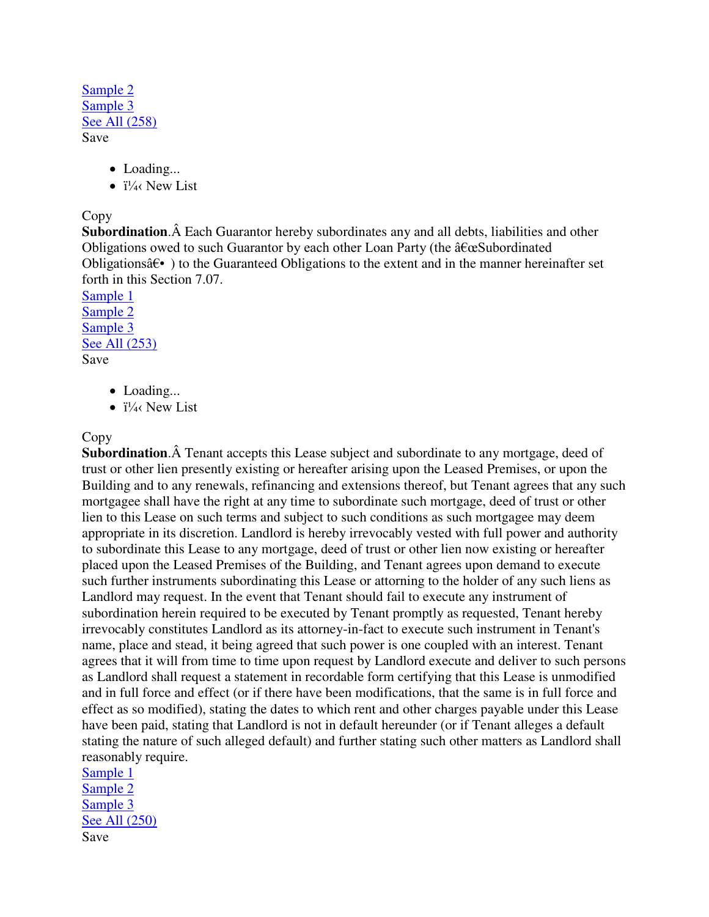[Sample 2](#)
[Sample 3](#)
[See All (258)](#)
Save

- Loading...
- ï¼‹ New List

Copy
**Subordination**.Â Each Guarantor hereby subordinates any and all debts, liabilities and other Obligations owed to such Guarantor by each other Loan Party (the â€œSubordinated Obligationsâ€• ) to the Guaranteed Obligations to the extent and in the manner hereinafter set forth in this Section 7.07.
[Sample 1](#)
[Sample 2](#)
[Sample 3](#)
[See All (253)](#)
Save

- Loading...
- ï¼‹ New List

Copy
**Subordination**.Â Tenant accepts this Lease subject and subordinate to any mortgage, deed of trust or other lien presently existing or hereafter arising upon the Leased Premises, or upon the Building and to any renewals, refinancing and extensions thereof, but Tenant agrees that any such mortgagee shall have the right at any time to subordinate such mortgage, deed of trust or other lien to this Lease on such terms and subject to such conditions as such mortgagee may deem appropriate in its discretion. Landlord is hereby irrevocably vested with full power and authority to subordinate this Lease to any mortgage, deed of trust or other lien now existing or hereafter placed upon the Leased Premises of the Building, and Tenant agrees upon demand to execute such further instruments subordinating this Lease or attorning to the holder of any such liens as Landlord may request. In the event that Tenant should fail to execute any instrument of subordination herein required to be executed by Tenant promptly as requested, Tenant hereby irrevocably constitutes Landlord as its attorney-in-fact to execute such instrument in Tenant's name, place and stead, it being agreed that such power is one coupled with an interest. Tenant agrees that it will from time to time upon request by Landlord execute and deliver to such persons as Landlord shall request a statement in recordable form certifying that this Lease is unmodified and in full force and effect (or if there have been modifications, that the same is in full force and effect as so modified), stating the dates to which rent and other charges payable under this Lease have been paid, stating that Landlord is not in default hereunder (or if Tenant alleges a default stating the nature of such alleged default) and further stating such other matters as Landlord shall reasonably require.
[Sample 1](#)
[Sample 2](#)
[Sample 3](#)
[See All (250)](#)
Save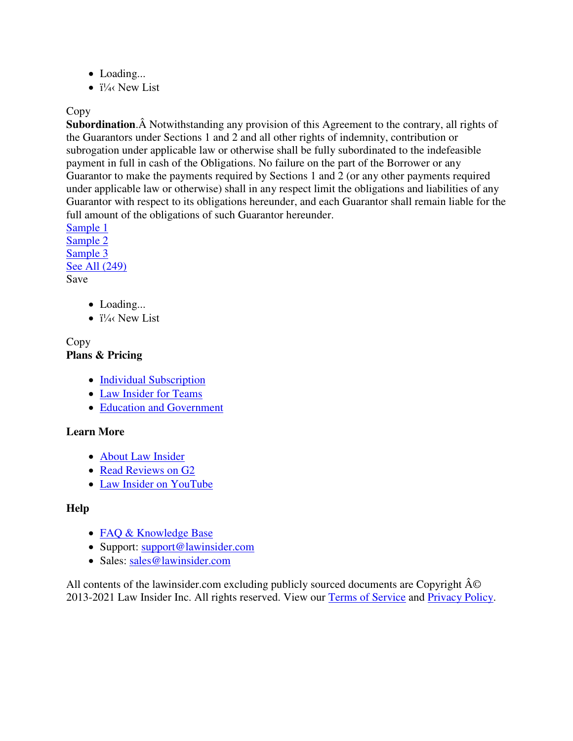- Loading...
- ï¼‹ New List

Copy

**Subordination**.Â Notwithstanding any provision of this Agreement to the contrary, all rights of the Guarantors under Sections 1 and 2 and all other rights of indemnity, contribution or subrogation under applicable law or otherwise shall be fully subordinated to the indefeasible payment in full in cash of the Obligations. No failure on the part of the Borrower or any Guarantor to make the payments required by Sections 1 and 2 (or any other payments required under applicable law or otherwise) shall in any respect limit the obligations and liabilities of any Guarantor with respect to its obligations hereunder, and each Guarantor shall remain liable for the full amount of the obligations of such Guarantor hereunder.

Sample 1
Sample 2
Sample 3
See All (249)

Save

- Loading...
- ï¼‹ New List

Copy

**Plans & Pricing**

- Individual Subscription
- Law Insider for Teams
- Education and Government

**Learn More**

- About Law Insider
- Read Reviews on G2
- Law Insider on YouTube

**Help**

- FAQ & Knowledge Base
- Support: support@lawinsider.com
- Sales: sales@lawinsider.com

All contents of the lawinsider.com excluding publicly sourced documents are Copyright Â© 2013-2021 Law Insider Inc. All rights reserved. View our Terms of Service and Privacy Policy.